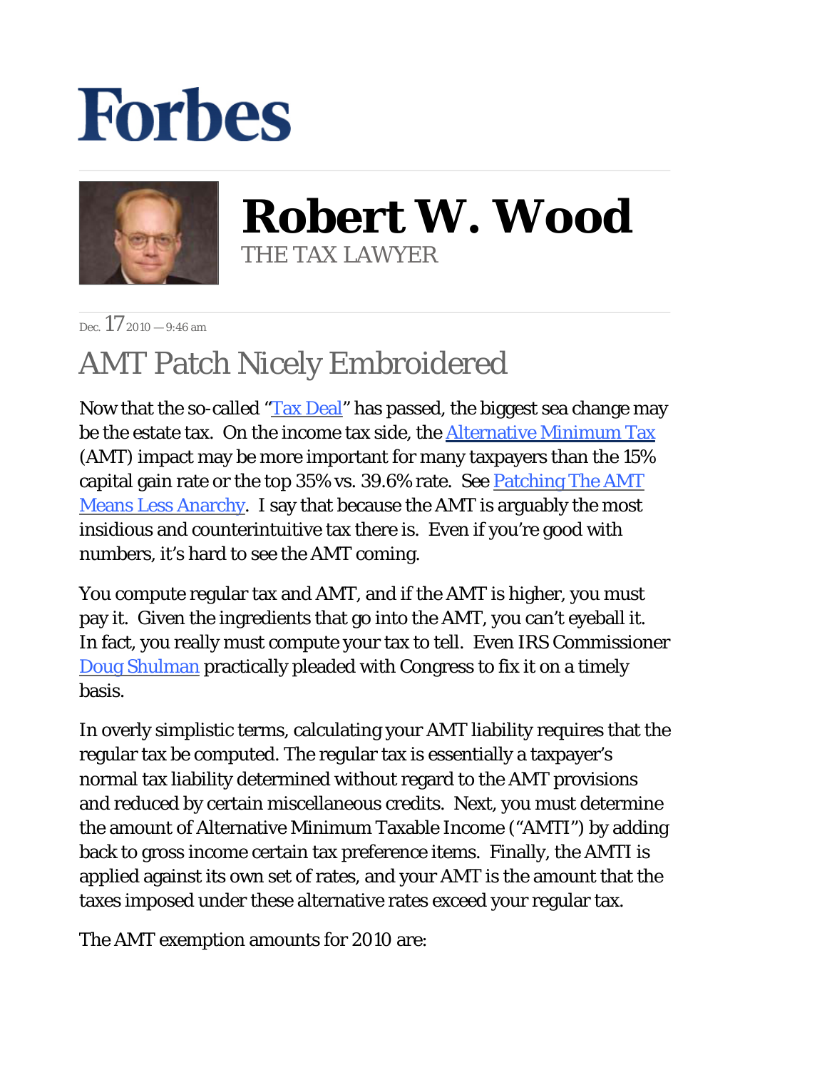# Forbes

**Robert W. Wood**
THE TAX LAWYER

Dec. 17 2010 — 9:46 am

## AMT Patch Nicely Embroidered

Now that the so-called "Tax Deal" has passed, the biggest sea change may be the estate tax. On the income tax side, the Alternative Minimum Tax (AMT) impact may be more important for many taxpayers than the 15% capital gain rate or the top 35% vs. 39.6% rate. See Patching The AMT Means Less Anarchy. I say that because the AMT is arguably the most insidious and counterintuitive tax there is. Even if you're good with numbers, it's hard to see the AMT coming.

You compute regular tax and AMT, and if the AMT is higher, you must pay it. Given the ingredients that go into the AMT, you can't eyeball it. In fact, you really must compute your tax to tell. Even IRS Commissioner Doug Shulman practically pleaded with Congress to fix it on a timely basis.

In overly simplistic terms, calculating your AMT liability requires that the regular tax be computed. The regular tax is essentially a taxpayer's normal tax liability determined without regard to the AMT provisions and reduced by certain miscellaneous credits. Next, you must determine the amount of Alternative Minimum Taxable Income ("AMTI") by adding back to gross income certain tax preference items. Finally, the AMTI is applied against its own set of rates, and your AMT is the amount that the taxes imposed under these alternative rates exceed your regular tax.

The AMT exemption amounts for 2010 are: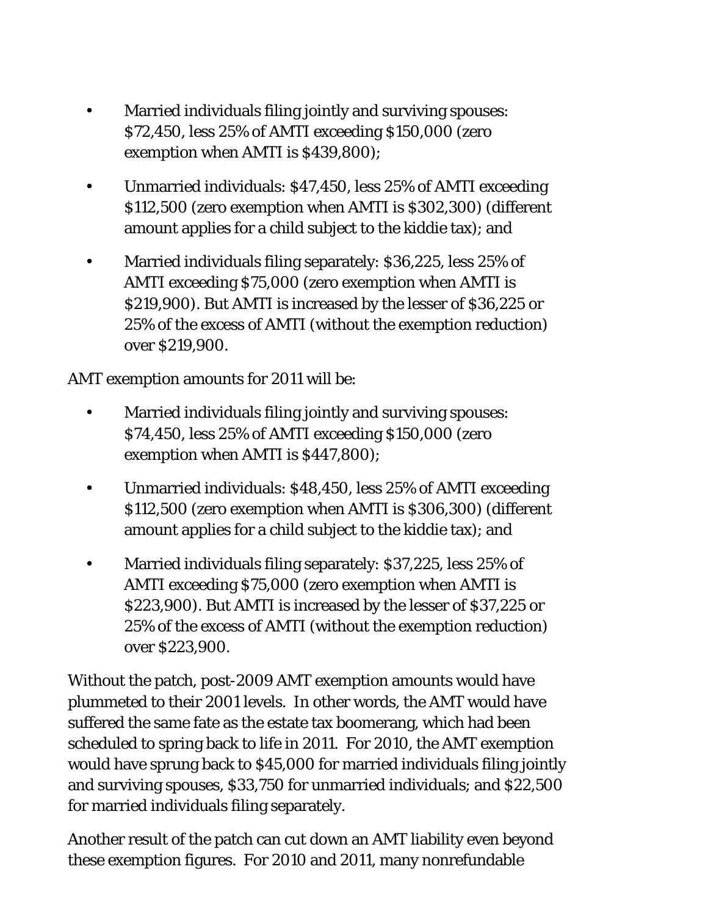- Married individuals filing jointly and surviving spouses: $72,450, less 25% of AMTI exceeding $150,000 (zero exemption when AMTI is $439,800);
- Unmarried individuals: $47,450, less 25% of AMTI exceeding $112,500 (zero exemption when AMTI is $302,300) (different amount applies for a child subject to the kiddie tax); and
- Married individuals filing separately: $36,225, less 25% of AMTI exceeding $75,000 (zero exemption when AMTI is $219,900). But AMTI is increased by the lesser of $36,225 or 25% of the excess of AMTI (without the exemption reduction) over $219,900.

AMT exemption amounts for 2011 will be:

- Married individuals filing jointly and surviving spouses: $74,450, less 25% of AMTI exceeding $150,000 (zero exemption when AMTI is $447,800);
- Unmarried individuals: $48,450, less 25% of AMTI exceeding $112,500 (zero exemption when AMTI is $306,300) (different amount applies for a child subject to the kiddie tax); and
- Married individuals filing separately: $37,225, less 25% of AMTI exceeding $75,000 (zero exemption when AMTI is $223,900). But AMTI is increased by the lesser of $37,225 or 25% of the excess of AMTI (without the exemption reduction) over $223,900.

Without the patch, post-2009 AMT exemption amounts would have plummeted to their 2001 levels. In other words, the AMT would have suffered the same fate as the estate tax boomerang, which had been scheduled to spring back to life in 2011. For 2010, the AMT exemption would have sprung back to $45,000 for married individuals filing jointly and surviving spouses, $33,750 for unmarried individuals; and $22,500 for married individuals filing separately.

Another result of the patch can cut down an AMT liability even beyond these exemption figures. For 2010 and 2011, many nonrefundable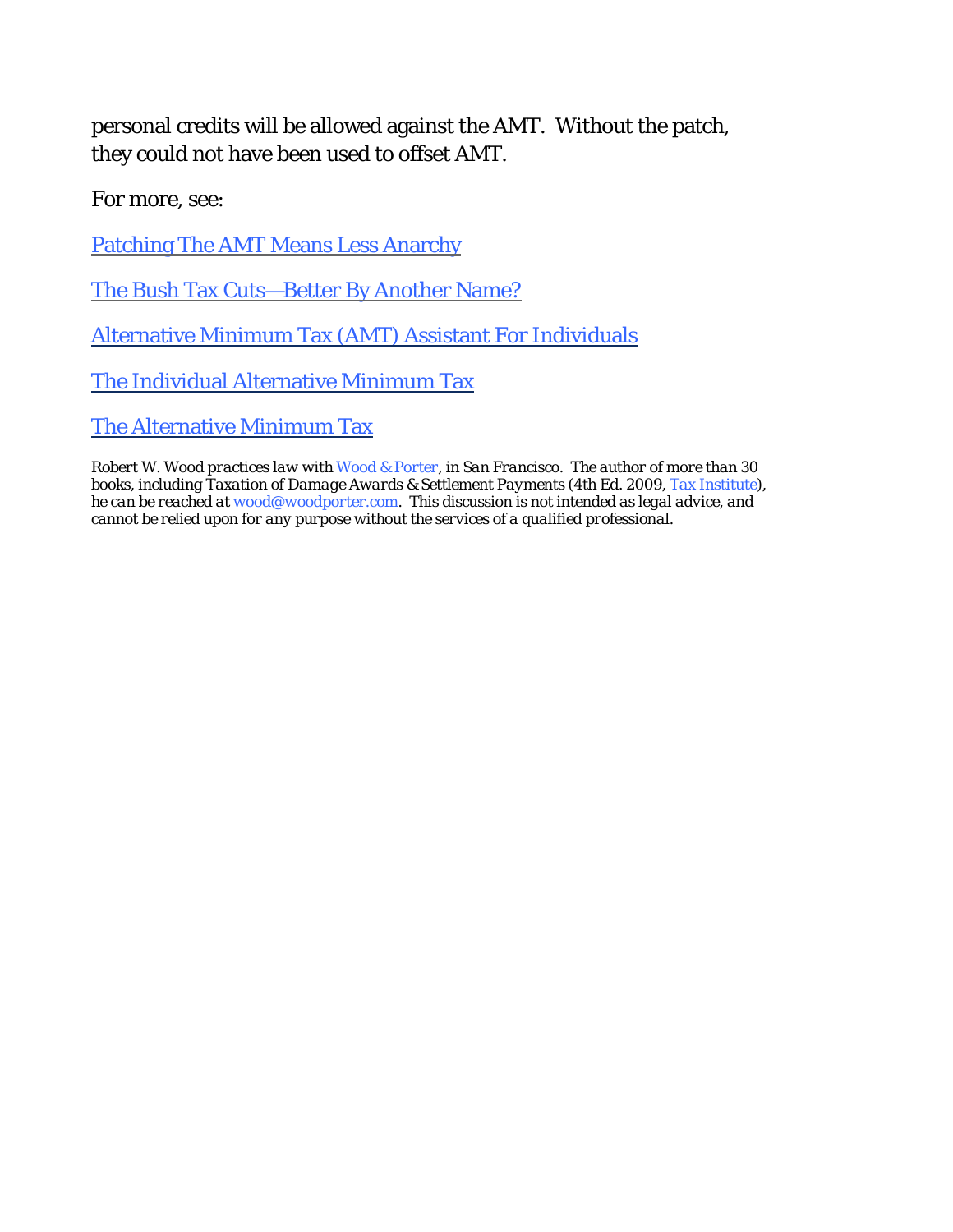personal credits will be allowed against the AMT. Without the patch, they could not have been used to offset AMT.

For more, see:

Patching The AMT Means Less Anarchy

The Bush Tax Cuts—Better By Another Name?

Alternative Minimum Tax (AMT) Assistant For Individuals

The Individual Alternative Minimum Tax

The Alternative Minimum Tax

*Robert W. Wood practices law with Wood & Porter, in San Francisco. The author of more than 30 books, including Taxation of Damage Awards & Settlement Payments (4th Ed. 2009, Tax Institute), he can be reached at wood@woodporter.com. This discussion is not intended as legal advice, and cannot be relied upon for any purpose without the services of a qualified professional.*